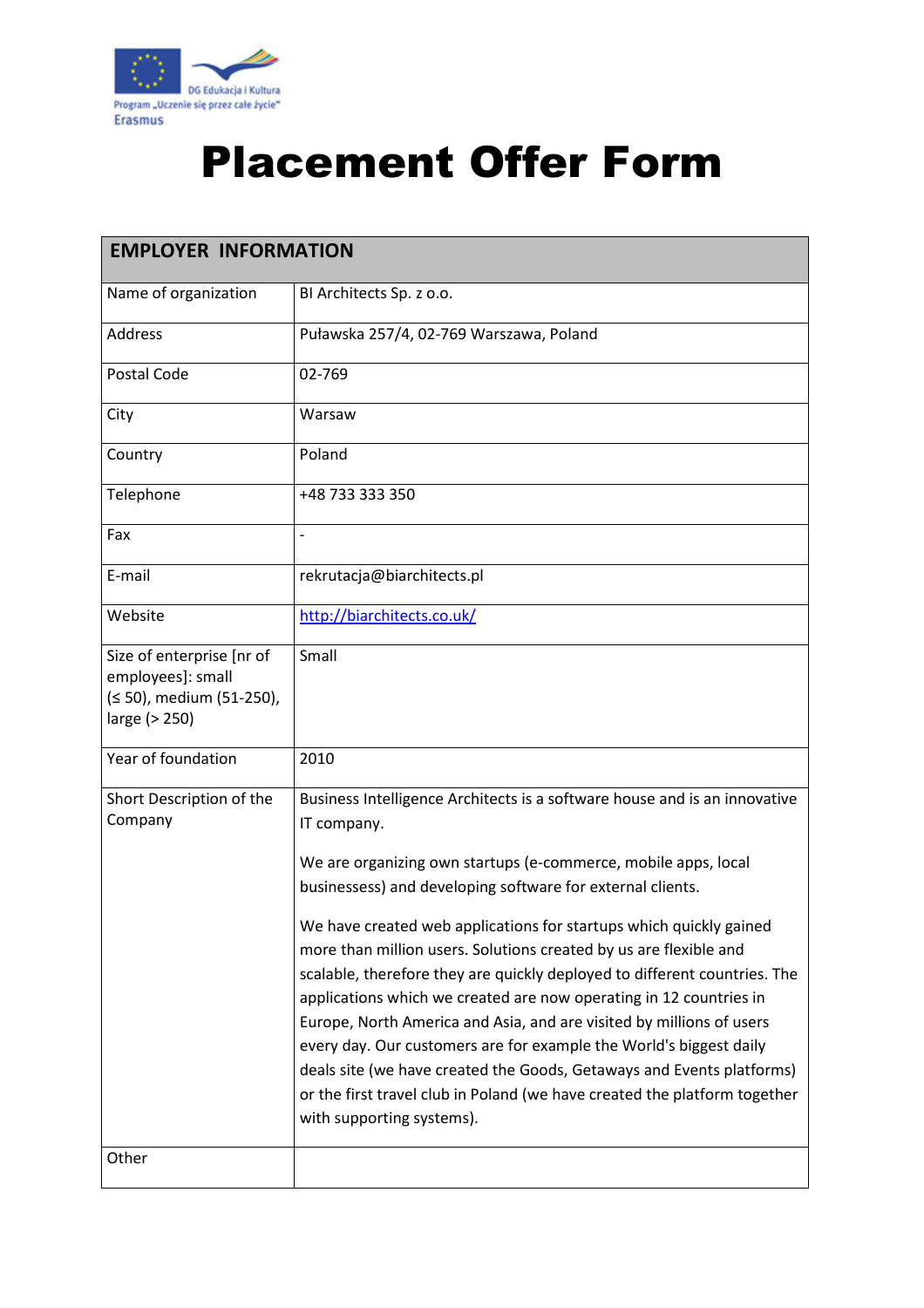DG Edukacja i Kultura
Program „Uczenie się przez całe życie"
Erasmus

# Placement Offer Form

| EMPLOYER INFORMATION | |
|---|---|
| Name of organization | BI Architects Sp. z o.o. |
| Address | Puławska 257/4, 02-769 Warszawa, Poland |
| Postal Code | 02-769 |
| City | Warsaw |
| Country | Poland |
| Telephone | +48 733 333 350 |
| Fax | - |
| E-mail | rekrutacja@biarchitects.pl |
| Website | [http://biarchitects.co.uk/](http://biarchitects.co.uk/) |
| Size of enterprise [nr of employees]: small (≤ 50), medium (51-250), large (> 250) | Small |
| Year of foundation | 2010 |
| Short Description of the Company | Business Intelligence Architects is a software house and is an innovative IT company.<br><br>We are organizing own startups (e-commerce, mobile apps, local businessess) and developing software for external clients.<br><br>We have created web applications for startups which quickly gained more than million users. Solutions created by us are flexible and scalable, therefore they are quickly deployed to different countries. The applications which we created are now operating in 12 countries in Europe, North America and Asia, and are visited by millions of users every day. Our customers are for example the World's biggest daily deals site (we have created the Goods, Getaways and Events platforms) or the first travel club in Poland (we have created the platform together with supporting systems). |
| Other | |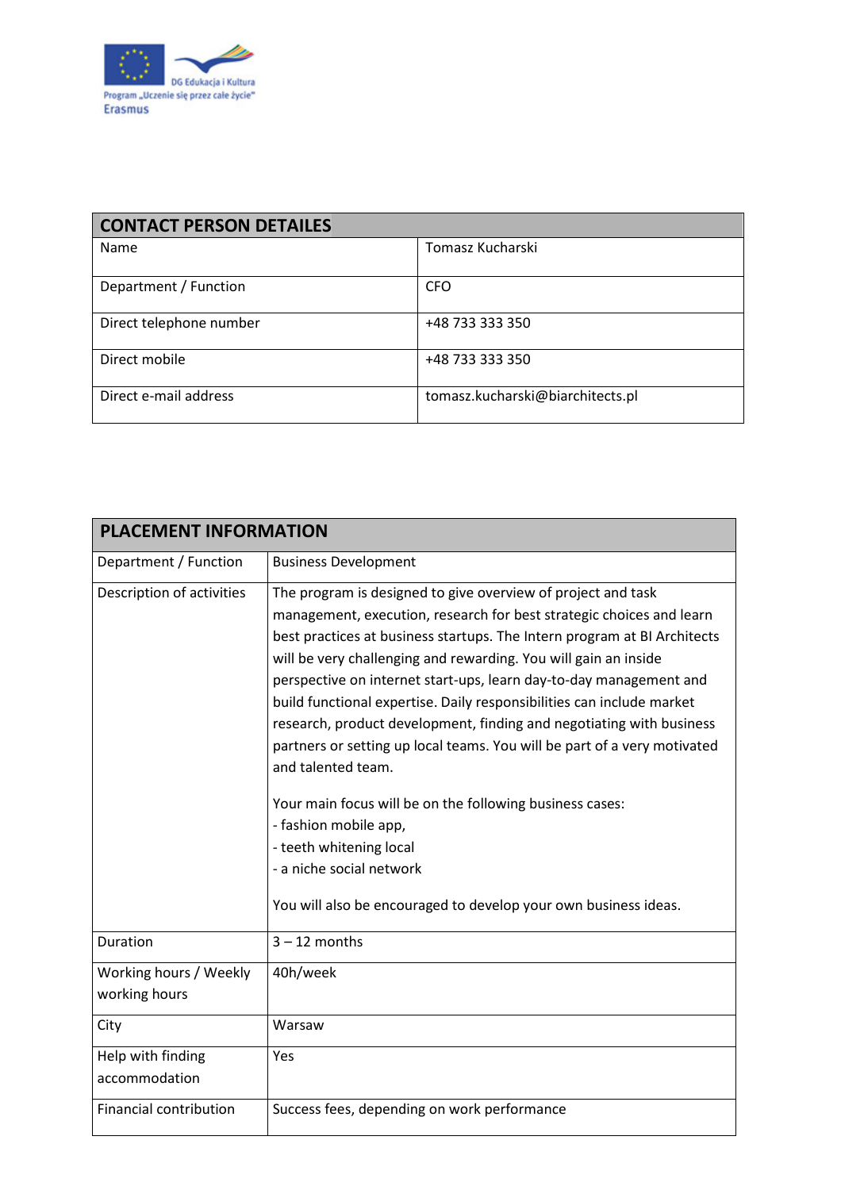| CONTACT PERSON DETAILES | |
|---|---|
| Name | Tomasz Kucharski |
| Department / Function | CFO |
| Direct telephone number | +48 733 333 350 |
| Direct mobile | +48 733 333 350 |
| Direct e-mail address | tomasz.kucharski@biarchitects.pl |

| PLACEMENT INFORMATION | |
|---|---|
| Department / Function | Business Development |
| Description of activities | The program is designed to give overview of project and task management, execution, research for best strategic choices and learn best practices at business startups. The Intern program at BI Architects will be very challenging and rewarding. You will gain an inside perspective on internet start-ups, learn day-to-day management and build functional expertise. Daily responsibilities can include market research, product development, finding and negotiating with business partners or setting up local teams. You will be part of a very motivated and talented team.<br><br>Your main focus will be on the following business cases:<br>- fashion mobile app,<br>- teeth whitening local<br>- a niche social network<br><br>You will also be encouraged to develop your own business ideas. |
| Duration | 3 – 12 months |
| Working hours / Weekly working hours | 40h/week |
| City | Warsaw |
| Help with finding accommodation | Yes |
| Financial contribution | Success fees, depending on work performance |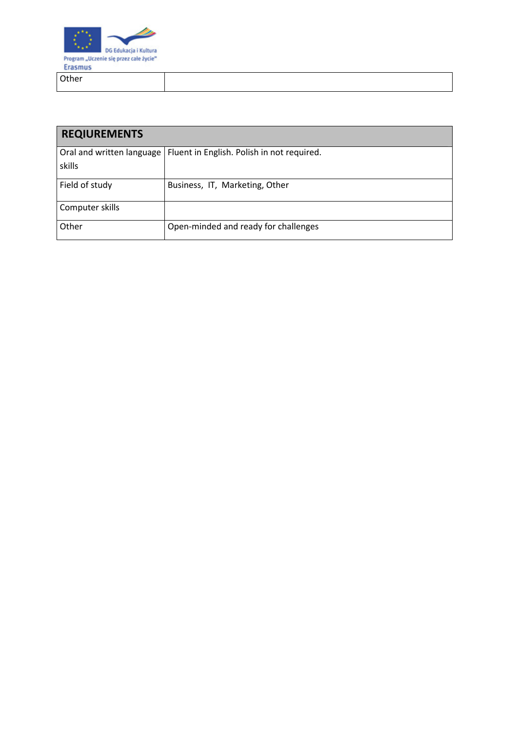| | |
|---|---|
| Other | |

| REQUIREMENTS | |
|---|---|
| Oral and written language skills | Fluent in English. Polish in not required. |
| Field of study | Business, IT, Marketing, Other |
| Computer skills | |
| Other | Open-minded and ready for challenges |